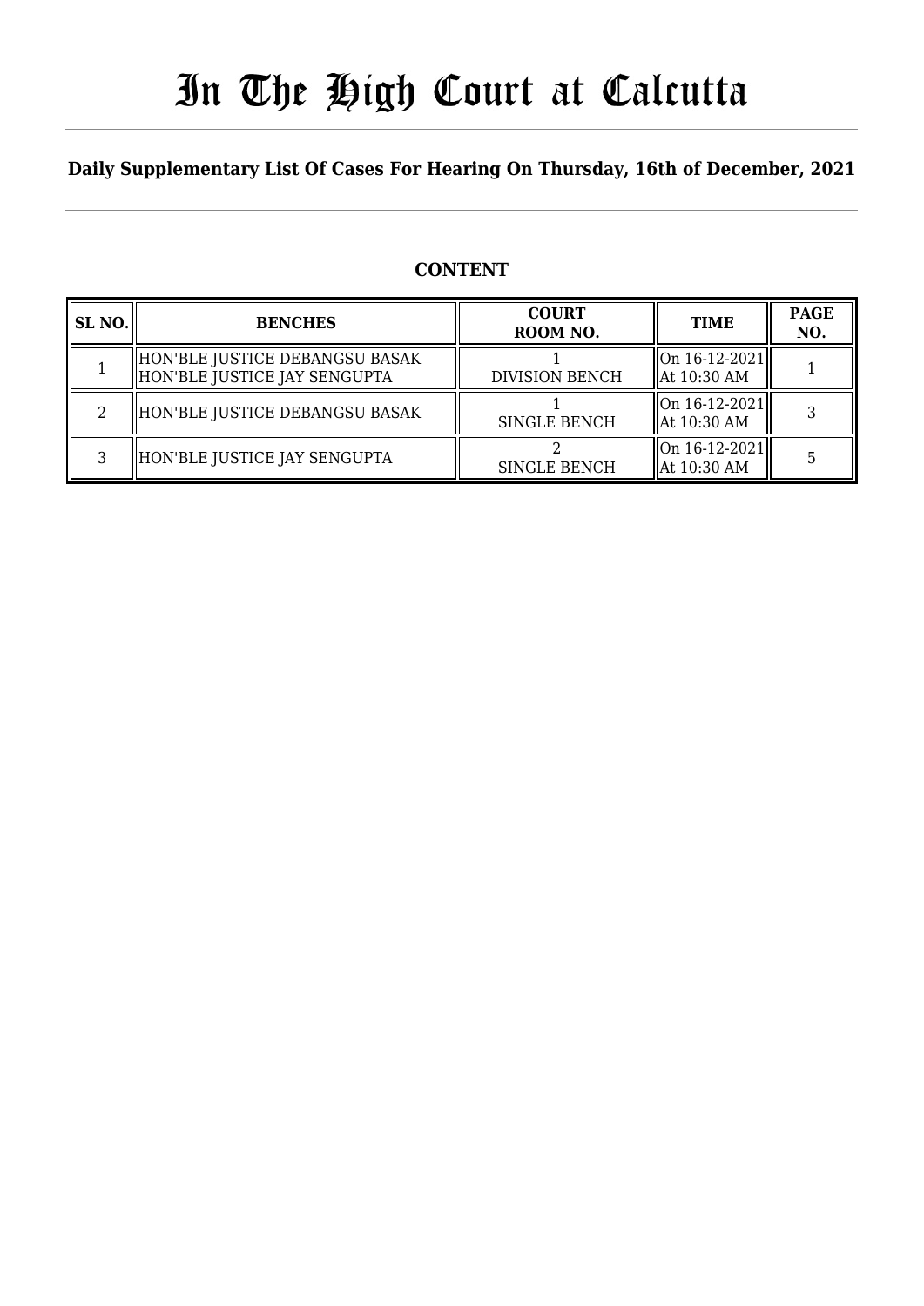# In The High Court at Calcutta

**Daily Supplementary List Of Cases For Hearing On Thursday, 16th of December, 2021**

## CONTENT

| SL NO. | BENCHES | COURT ROOM NO. | TIME | PAGE NO. |
|---|---|---|---|---|
| 1 | HON'BLE JUSTICE DEBANGSU BASAK<br>HON'BLE JUSTICE JAY SENGUPTA | 1<br>DIVISION BENCH | On 16-12-2021<br>At 10:30 AM | 1 |
| 2 | HON'BLE JUSTICE DEBANGSU BASAK | 1<br>SINGLE BENCH | On 16-12-2021<br>At 10:30 AM | 3 |
| 3 | HON'BLE JUSTICE JAY SENGUPTA | 2<br>SINGLE BENCH | On 16-12-2021<br>At 10:30 AM | 5 |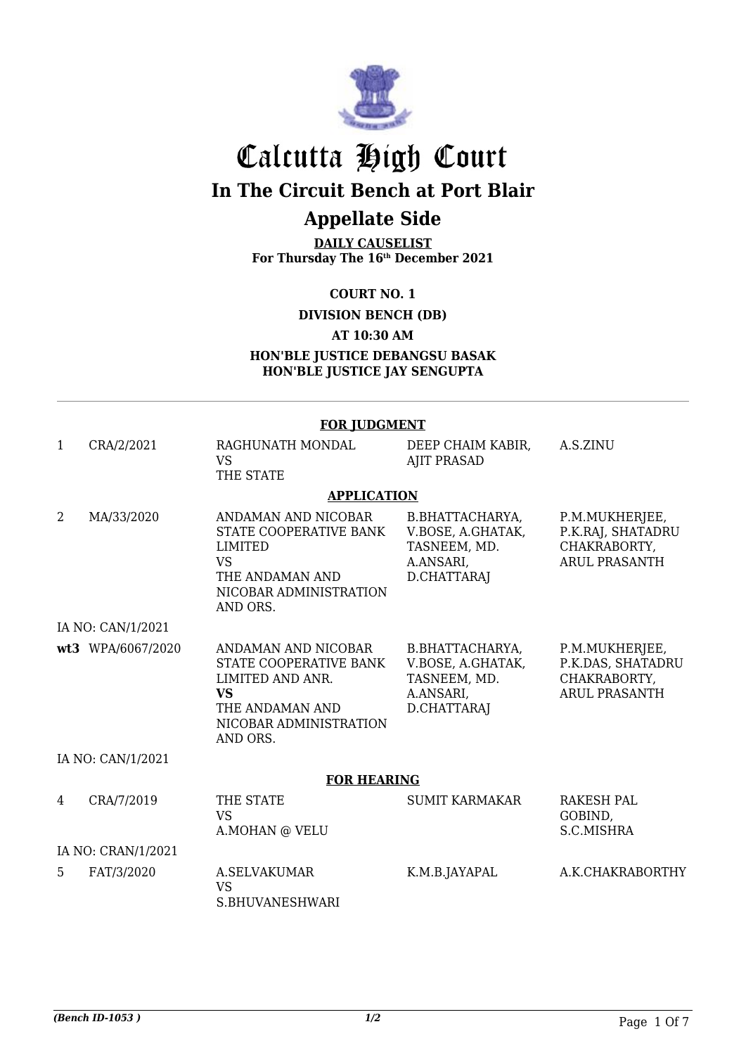# Calcutta High Court

## In The Circuit Bench at Port Blair

## Appellate Side

**DAILY CAUSELIST**
**For Thursday The 16th December 2021**

**COURT NO. 1**

**DIVISION BENCH (DB)**

**AT 10:30 AM**

**HON'BLE JUSTICE DEBANGSU BASAK**
**HON'BLE JUSTICE JAY SENGUPTA**

**FOR JUDGMENT**

| | | | | |
|---|---|---|---|---|
| 1 | CRA/2/2021 | RAGHUNATH MONDAL VS THE STATE | DEEP CHAIM KABIR, AJIT PRASAD | A.S.ZINU |

**APPLICATION**

| | | | | |
|---|---|---|---|---|
| 2 | MA/33/2020 | ANDAMAN AND NICOBAR STATE COOPERATIVE BANK LIMITED VS THE ANDAMAN AND NICOBAR ADMINISTRATION AND ORS. | B.BHATTACHARYA, V.BOSE, A.GHATAK, TASNEEM, MD. A.ANSARI, D.CHATTARAJ | P.M.MUKHERJEE, P.K.RAJ, SHATADRU CHAKRABORTY, ARUL PRASANTH |
| IA NO: CAN/1/2021 | | | | |
| **wt3** | WPA/6067/2020 | ANDAMAN AND NICOBAR STATE COOPERATIVE BANK LIMITED AND ANR. **VS** THE ANDAMAN AND NICOBAR ADMINISTRATION AND ORS. | B.BHATTACHARYA, V.BOSE, A.GHATAK, TASNEEM, MD. A.ANSARI, D.CHATTARAJ | P.M.MUKHERJEE, P.K.DAS, SHATADRU CHAKRABORTY, ARUL PRASANTH |
| IA NO: CAN/1/2021 | | | | |

**FOR HEARING**

| | | | | |
|---|---|---|---|---|
| 4 | CRA/7/2019 | THE STATE VS A.MOHAN @ VELU | SUMIT KARMAKAR | RAKESH PAL GOBIND, S.C.MISHRA |
| IA NO: CRAN/1/2021 | | | | |
| 5 | FAT/3/2020 | A.SELVAKUMAR VS S.BHUVANESHWARI | K.M.B.JAYAPAL | A.K.CHAKRABORTHY |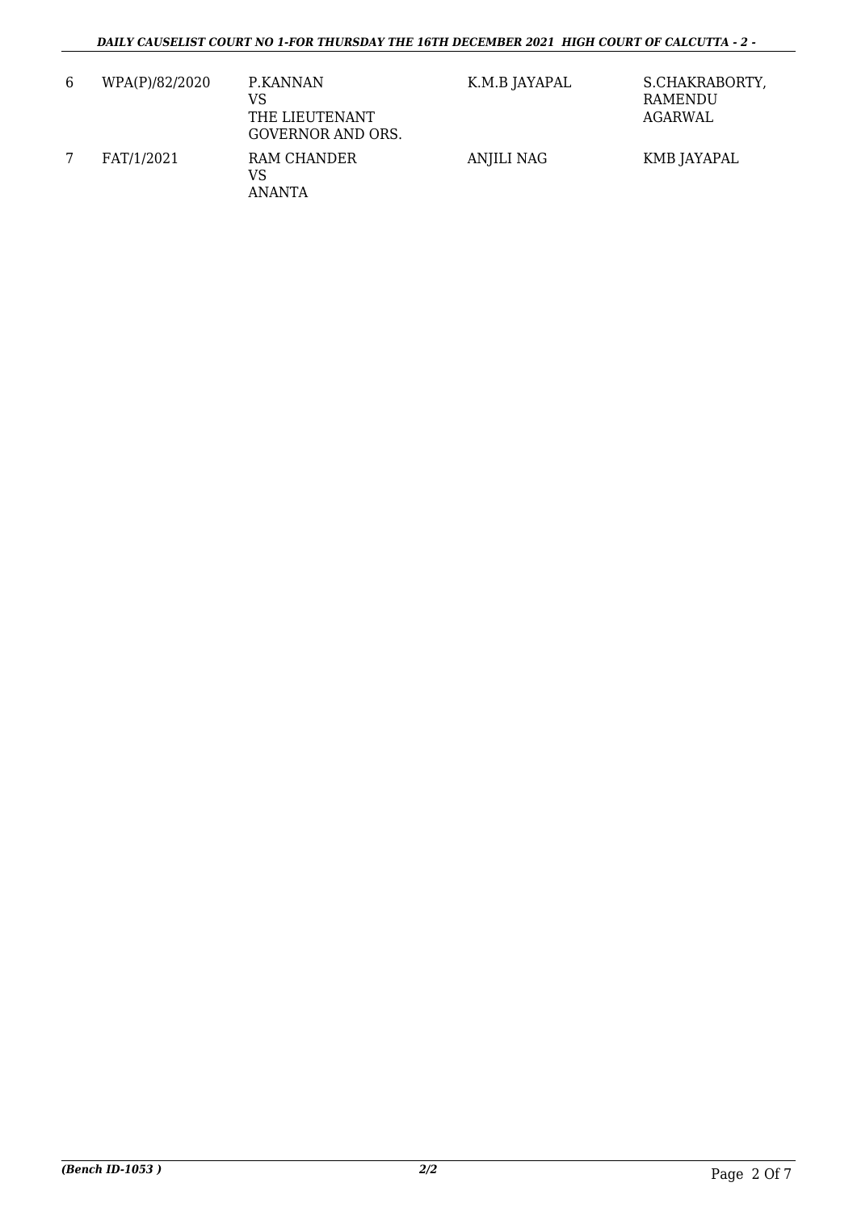| 6 | WPA(P)/82/2020 | P.KANNAN<br>VS<br>THE LIEUTENANT GOVERNOR AND ORS. | K.M.B JAYAPAL | S.CHAKRABORTY, RAMENDU AGARWAL |
|---|---|---|---|---|
| 7 | FAT/1/2021 | RAM CHANDER<br>VS<br>ANANTA | ANJILI NAG | KMB JAYAPAL |

*(Bench ID-1053 )* ***2/2***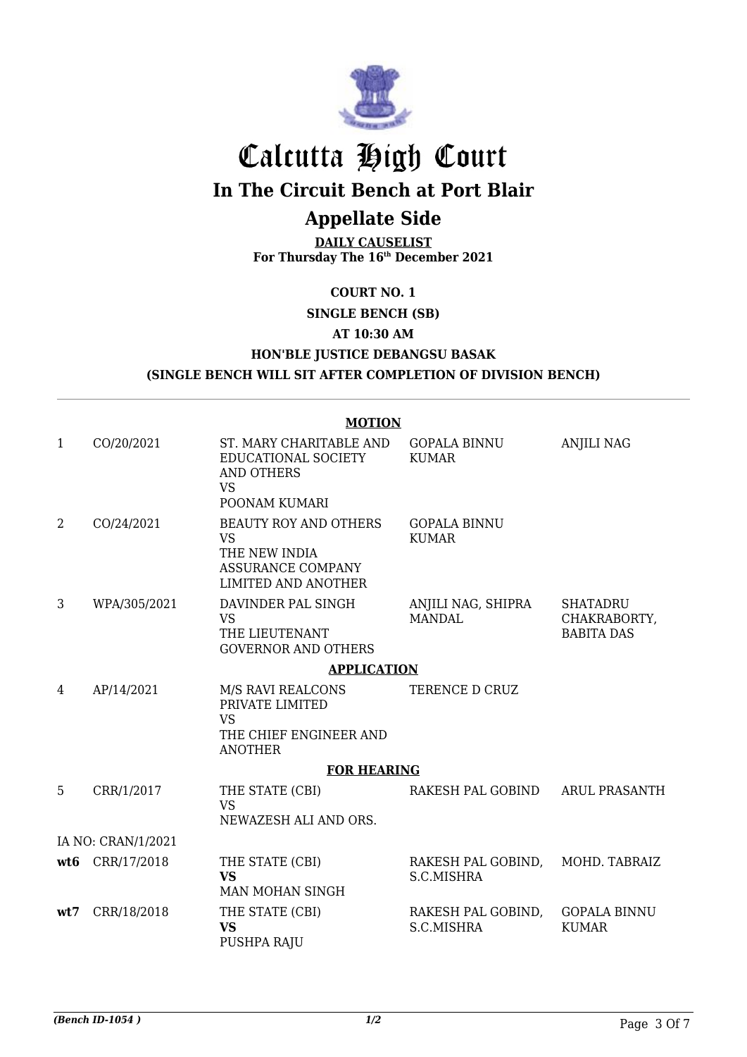# Calcutta High Court

## In The Circuit Bench at Port Blair

## Appellate Side

**DAILY CAUSELIST**
**For Thursday The 16th December 2021**

**COURT NO. 1**

**SINGLE BENCH (SB)**

**AT 10:30 AM**

**HON'BLE JUSTICE DEBANGSU BASAK**

**(SINGLE BENCH WILL SIT AFTER COMPLETION OF DIVISION BENCH)**

**MOTION**

| | | | | |
|---|---|---|---|---|
| 1 | CO/20/2021 | ST. MARY CHARITABLE AND EDUCATIONAL SOCIETY AND OTHERS VS POONAM KUMARI | GOPALA BINNU KUMAR | ANJILI NAG |
| 2 | CO/24/2021 | BEAUTY ROY AND OTHERS VS THE NEW INDIA ASSURANCE COMPANY LIMITED AND ANOTHER | GOPALA BINNU KUMAR | |
| 3 | WPA/305/2021 | DAVINDER PAL SINGH VS THE LIEUTENANT GOVERNOR AND OTHERS | ANJILI NAG, SHIPRA MANDAL | SHATADRU CHAKRABORTY, BABITA DAS |

**APPLICATION**

| | | | | |
|---|---|---|---|---|
| 4 | AP/14/2021 | M/S RAVI REALCONS PRIVATE LIMITED VS THE CHIEF ENGINEER AND ANOTHER | TERENCE D CRUZ | |

**FOR HEARING**

| | | | | |
|---|---|---|---|---|
| 5 | CRR/1/2017 | THE STATE (CBI) VS NEWAZESH ALI AND ORS. | RAKESH PAL GOBIND | ARUL PRASANTH |
| IA NO: CRAN/1/2021 | | | | |
| **wt6** | CRR/17/2018 | THE STATE (CBI) **VS** MAN MOHAN SINGH | RAKESH PAL GOBIND, S.C.MISHRA | MOHD. TABRAIZ |
| **wt7** | CRR/18/2018 | THE STATE (CBI) **VS** PUSHPA RAJU | RAKESH PAL GOBIND, S.C.MISHRA | GOPALA BINNU KUMAR |

*(Bench ID-1054 )* *1/2*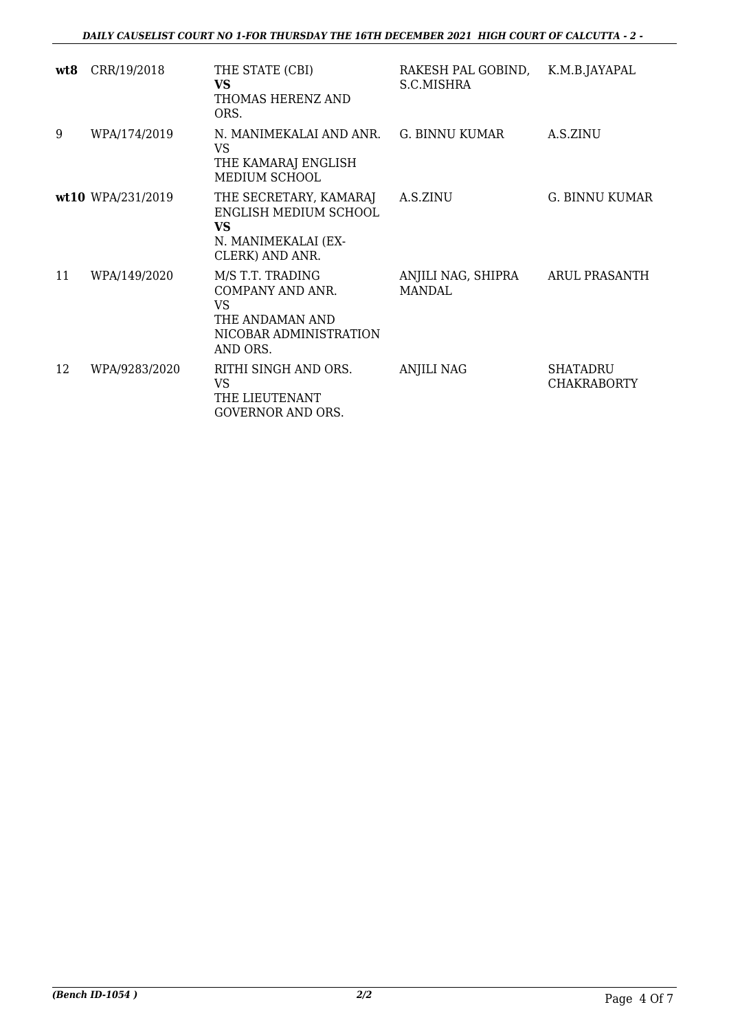| | | | | |
|---|---|---|---|---|
| **wt8** | CRR/19/2018 | THE STATE (CBI)<br>**VS**<br>THOMAS HERENZ AND ORS. | RAKESH PAL GOBIND, S.C.MISHRA | K.M.B.JAYAPAL |
| 9 | WPA/174/2019 | N. MANIMEKALAI AND ANR.<br>VS<br>THE KAMARAJ ENGLISH MEDIUM SCHOOL | G. BINNU KUMAR | A.S.ZINU |
| **wt10** | WPA/231/2019 | THE SECRETARY, KAMARAJ ENGLISH MEDIUM SCHOOL<br>**VS**<br>N. MANIMEKALAI (EX-CLERK) AND ANR. | A.S.ZINU | G. BINNU KUMAR |
| 11 | WPA/149/2020 | M/S T.T. TRADING COMPANY AND ANR.<br>VS<br>THE ANDAMAN AND NICOBAR ADMINISTRATION AND ORS. | ANJILI NAG, SHIPRA MANDAL | ARUL PRASANTH |
| 12 | WPA/9283/2020 | RITHI SINGH AND ORS.<br>VS<br>THE LIEUTENANT GOVERNOR AND ORS. | ANJILI NAG | SHATADRU CHAKRABORTY |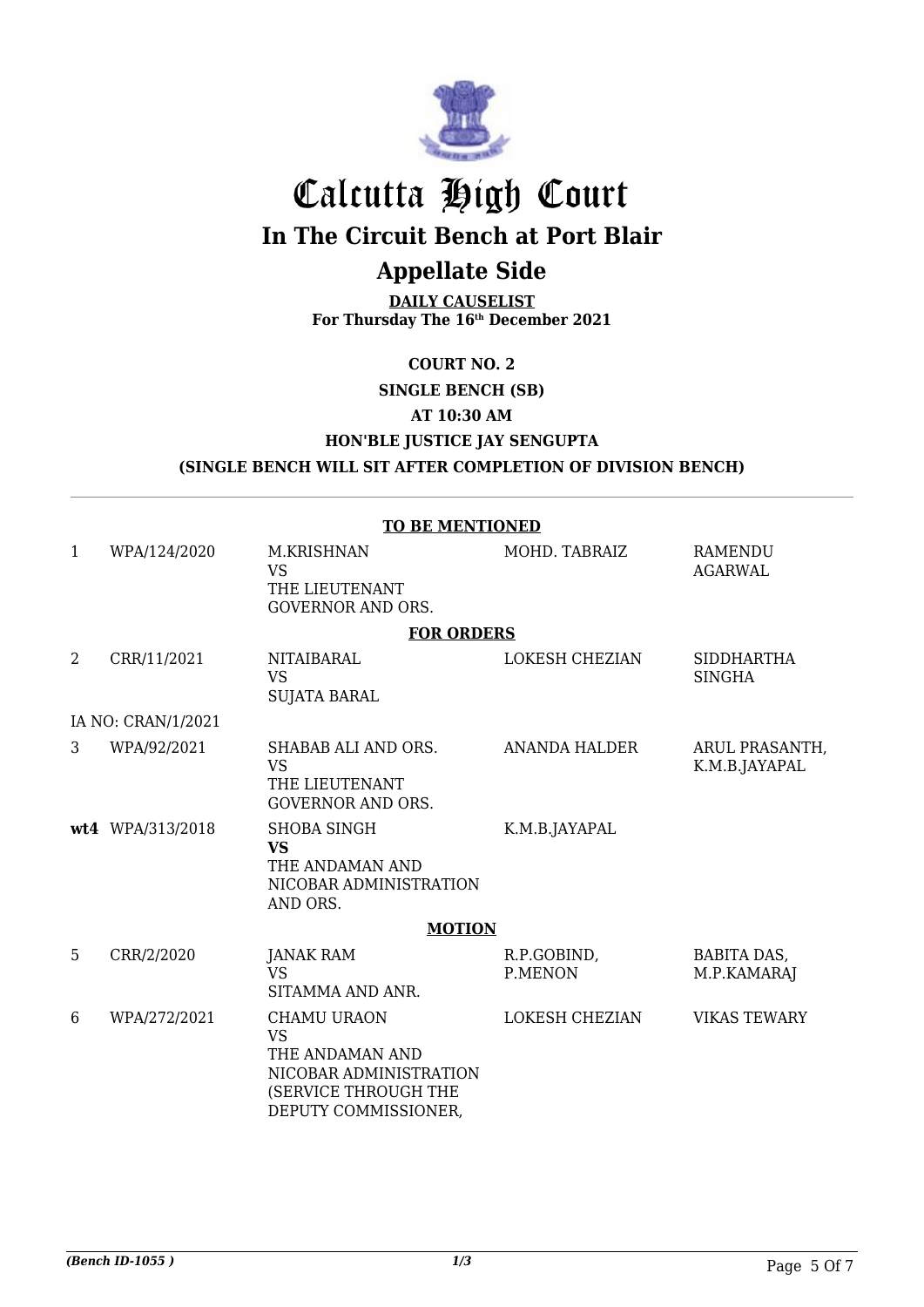# Calcutta High Court

## In The Circuit Bench at Port Blair

## Appellate Side

**DAILY CAUSELIST**
**For Thursday The 16th December 2021**

**COURT NO. 2**

**SINGLE BENCH (SB)**

**AT 10:30 AM**

**HON'BLE JUSTICE JAY SENGUPTA**

**(SINGLE BENCH WILL SIT AFTER COMPLETION OF DIVISION BENCH)**

**TO BE MENTIONED**

| | | | | |
|---|---|---|---|---|
| 1 | WPA/124/2020 | M.KRISHNAN<br>VS<br>THE LIEUTENANT GOVERNOR AND ORS. | MOHD. TABRAIZ | RAMENDU AGARWAL |

**FOR ORDERS**

| | | | | |
|---|---|---|---|---|
| 2 | CRR/11/2021 | NITAIBARAL<br>VS<br>SUJATA BARAL | LOKESH CHEZIAN | SIDDHARTHA SINGHA |
| IA NO: CRAN/1/2021 | | | | |
| 3 | WPA/92/2021 | SHABAB ALI AND ORS.<br>VS<br>THE LIEUTENANT GOVERNOR AND ORS. | ANANDA HALDER | ARUL PRASANTH, K.M.B.JAYAPAL |
| **wt4** | WPA/313/2018 | SHOBA SINGH<br>**VS**<br>THE ANDAMAN AND NICOBAR ADMINISTRATION AND ORS. | K.M.B.JAYAPAL | |

**MOTION**

| | | | | |
|---|---|---|---|---|
| 5 | CRR/2/2020 | JANAK RAM<br>VS<br>SITAMMA AND ANR. | R.P.GOBIND, P.MENON | BABITA DAS, M.P.KAMARAJ |
| 6 | WPA/272/2021 | CHAMU URAON<br>VS<br>THE ANDAMAN AND NICOBAR ADMINISTRATION (SERVICE THROUGH THE DEPUTY COMMISSIONER, | LOKESH CHEZIAN | VIKAS TEWARY |

*(Bench ID-1055 )*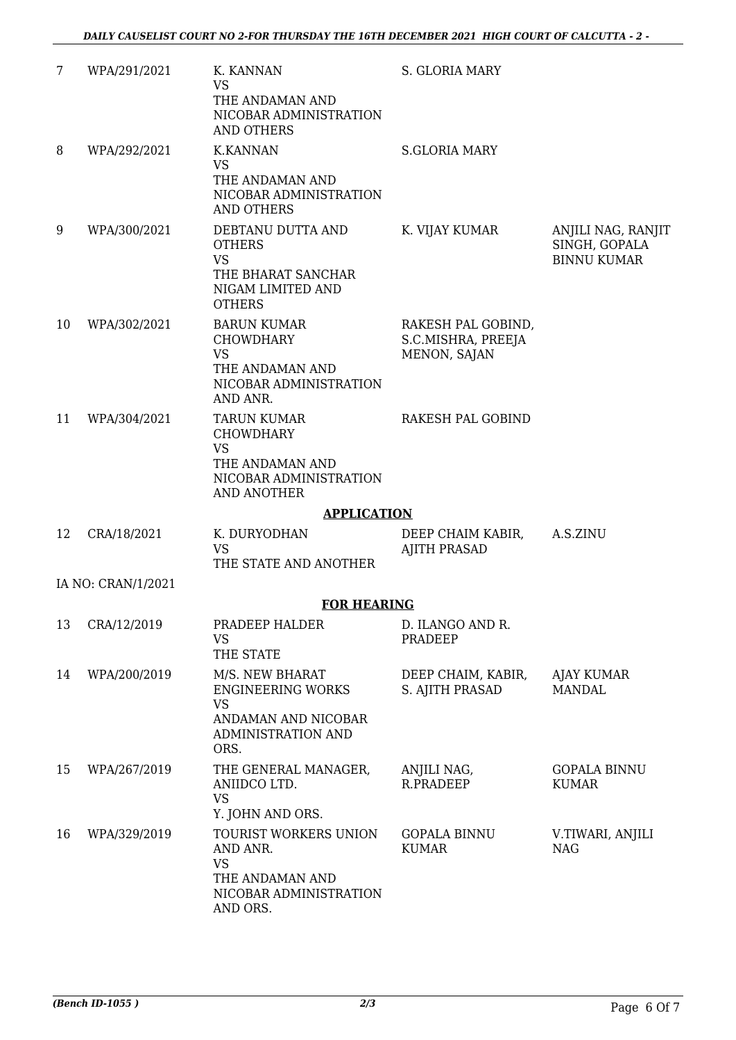| | | | | |
|---|---|---|---|---|
| 7 | WPA/291/2021 | K. KANNAN<br>VS<br>THE ANDAMAN AND NICOBAR ADMINISTRATION AND OTHERS | S. GLORIA MARY | |
| 8 | WPA/292/2021 | K.KANNAN<br>VS<br>THE ANDAMAN AND NICOBAR ADMINISTRATION AND OTHERS | S.GLORIA MARY | |
| 9 | WPA/300/2021 | DEBTANU DUTTA AND OTHERS<br>VS<br>THE BHARAT SANCHAR NIGAM LIMITED AND OTHERS | K. VIJAY KUMAR | ANJILI NAG, RANJIT SINGH, GOPALA BINNU KUMAR |
| 10 | WPA/302/2021 | BARUN KUMAR CHOWDHARY<br>VS<br>THE ANDAMAN AND NICOBAR ADMINISTRATION AND ANR. | RAKESH PAL GOBIND, S.C.MISHRA, PREEJA MENON, SAJAN | |
| 11 | WPA/304/2021 | TARUN KUMAR CHOWDHARY<br>VS<br>THE ANDAMAN AND NICOBAR ADMINISTRATION AND ANOTHER | RAKESH PAL GOBIND | |

**APPLICATION**

| | | | | |
|---|---|---|---|---|
| 12 | CRA/18/2021 | K. DURYODHAN<br>VS<br>THE STATE AND ANOTHER | DEEP CHAIM KABIR, AJITH PRASAD | A.S.ZINU |

IA NO: CRAN/1/2021

**FOR HEARING**

| | | | | |
|---|---|---|---|---|
| 13 | CRA/12/2019 | PRADEEP HALDER<br>VS<br>THE STATE | D. ILANGO AND R. PRADEEP | |
| 14 | WPA/200/2019 | M/S. NEW BHARAT ENGINEERING WORKS<br>VS<br>ANDAMAN AND NICOBAR ADMINISTRATION AND ORS. | DEEP CHAIM, KABIR, S. AJITH PRASAD | AJAY KUMAR MANDAL |
| 15 | WPA/267/2019 | THE GENERAL MANAGER, ANIIDCO LTD.<br>VS<br>Y. JOHN AND ORS. | ANJILI NAG, R.PRADEEP | GOPALA BINNU KUMAR |
| 16 | WPA/329/2019 | TOURIST WORKERS UNION AND ANR.<br>VS<br>THE ANDAMAN AND NICOBAR ADMINISTRATION AND ORS. | GOPALA BINNU KUMAR | V.TIWARI, ANJILI NAG |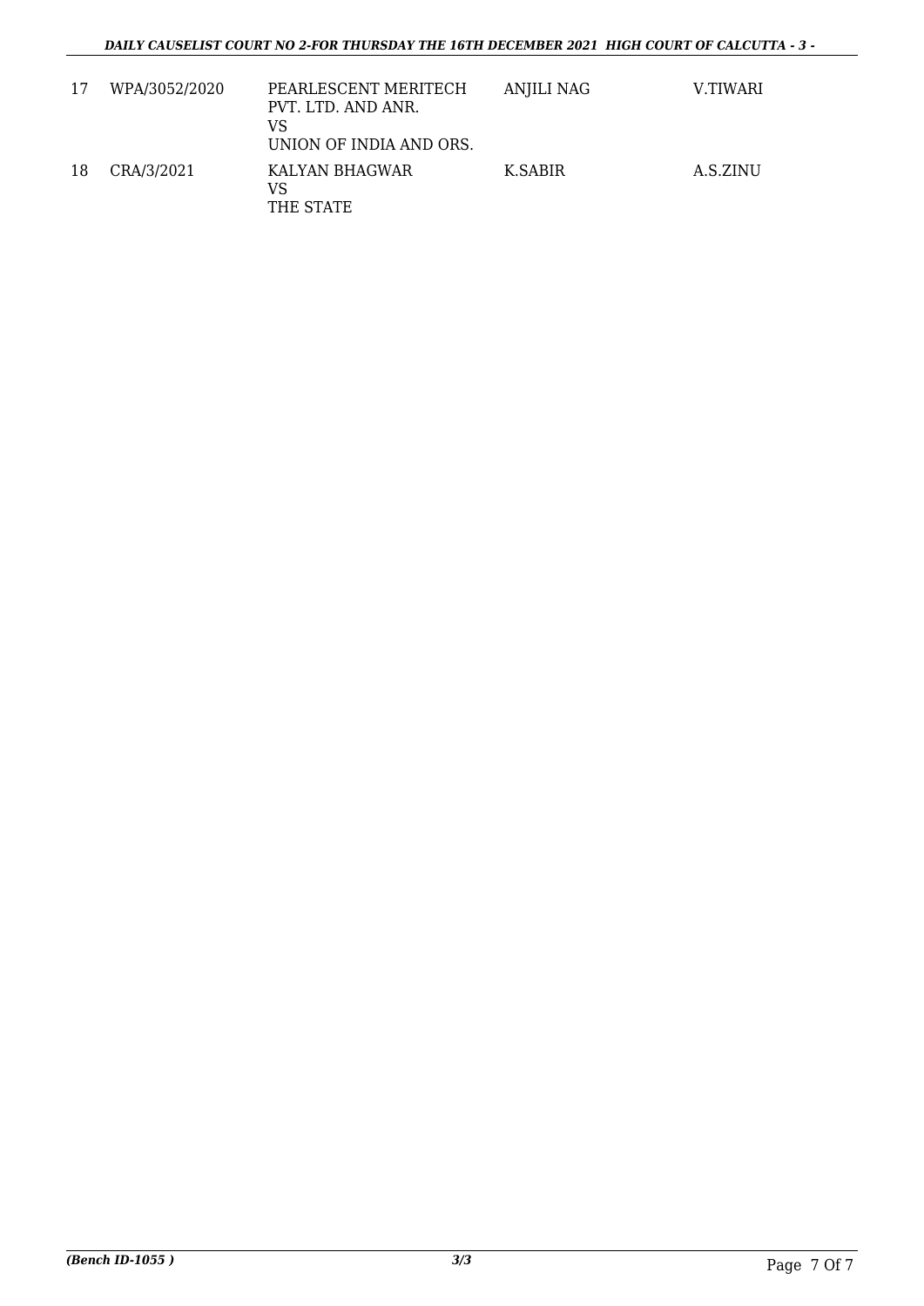| | | | | |
|---|---|---|---|---|
| 17 | WPA/3052/2020 | PEARLESCENT MERITECH PVT. LTD. AND ANR.<br>VS<br>UNION OF INDIA AND ORS. | ANJILI NAG | V.TIWARI |
| 18 | CRA/3/2021 | KALYAN BHAGWAR<br>VS<br>THE STATE | K.SABIR | A.S.ZINU |